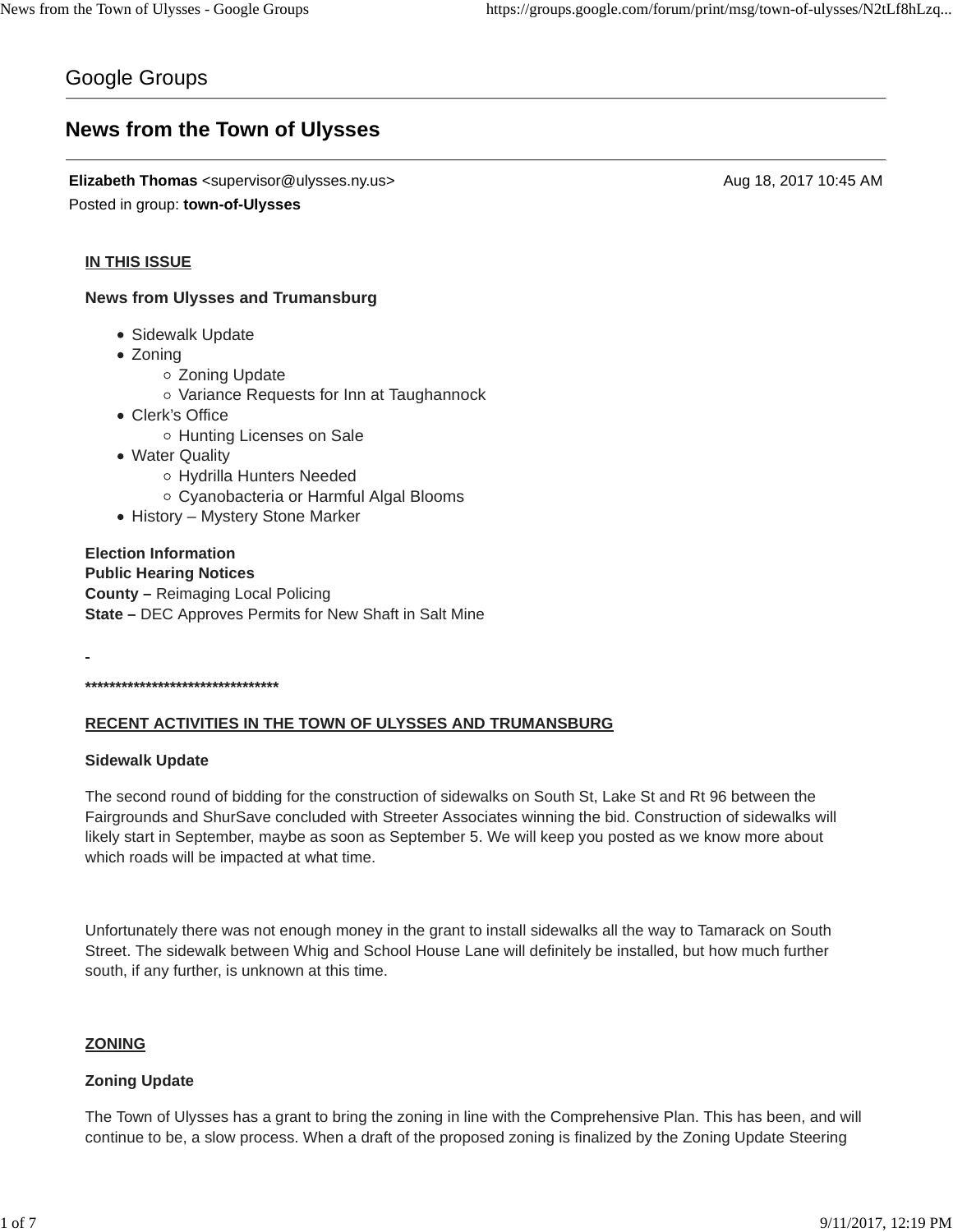Google Groups

# News from the Town of Ulysses

**Elizabeth Thomas** <supervisor@ulysses.ny.us> Aug 18, 2017 10:45 AM

Posted in group: **town-of-Ulysses**

**IN THIS ISSUE**

**News from Ulysses and Trumansburg**

- Sidewalk Update
- Zoning
  - Zoning Update
  - Variance Requests for Inn at Taughannock
- Clerk's Office
  - Hunting Licenses on Sale
- Water Quality
  - Hydrilla Hunters Needed
  - Cyanobacteria or Harmful Algal Blooms
- History – Mystery Stone Marker

**Election Information**
**Public Hearing Notices**
**County –** Reimaging Local Policing
**State –** DEC Approves Permits for New Shaft in Salt Mine

-

**********************************

**RECENT ACTIVITIES IN THE TOWN OF ULYSSES AND TRUMANSBURG**

**Sidewalk Update**

The second round of bidding for the construction of sidewalks on South St, Lake St and Rt 96 between the Fairgrounds and ShurSave concluded with Streeter Associates winning the bid. Construction of sidewalks will likely start in September, maybe as soon as September 5. We will keep you posted as we know more about which roads will be impacted at what time.

Unfortunately there was not enough money in the grant to install sidewalks all the way to Tamarack on South Street. The sidewalk between Whig and School House Lane will definitely be installed, but how much further south, if any further, is unknown at this time.

**ZONING**

**Zoning Update**

The Town of Ulysses has a grant to bring the zoning in line with the Comprehensive Plan. This has been, and will continue to be, a slow process. When a draft of the proposed zoning is finalized by the Zoning Update Steering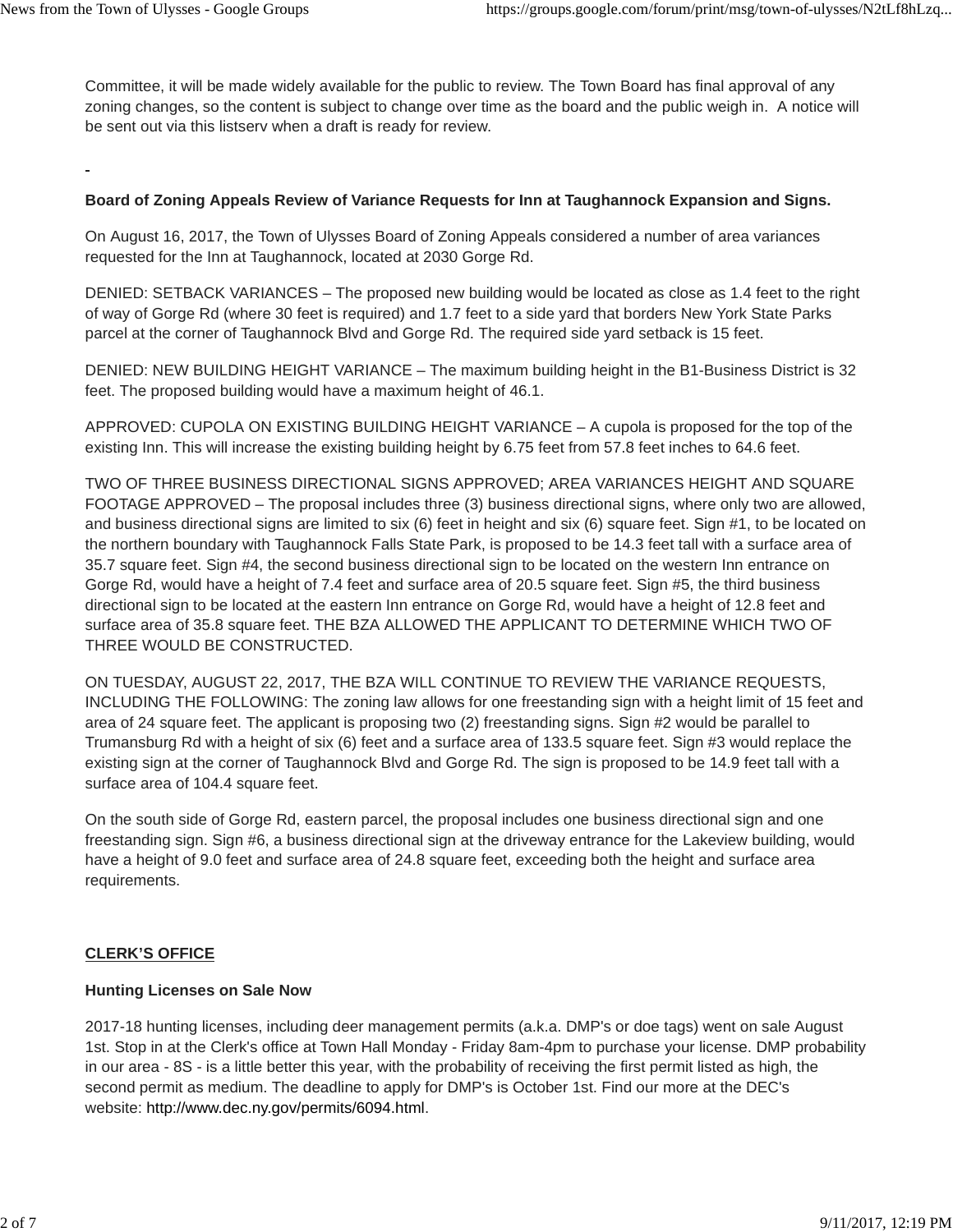Committee, it will be made widely available for the public to review. The Town Board has final approval of any zoning changes, so the content is subject to change over time as the board and the public weigh in. A notice will be sent out via this listserv when a draft is ready for review.

-

**Board of Zoning Appeals Review of Variance Requests for Inn at Taughannock Expansion and Signs.**

On August 16, 2017, the Town of Ulysses Board of Zoning Appeals considered a number of area variances requested for the Inn at Taughannock, located at 2030 Gorge Rd.

DENIED: SETBACK VARIANCES – The proposed new building would be located as close as 1.4 feet to the right of way of Gorge Rd (where 30 feet is required) and 1.7 feet to a side yard that borders New York State Parks parcel at the corner of Taughannock Blvd and Gorge Rd. The required side yard setback is 15 feet.

DENIED: NEW BUILDING HEIGHT VARIANCE – The maximum building height in the B1-Business District is 32 feet. The proposed building would have a maximum height of 46.1.

APPROVED: CUPOLA ON EXISTING BUILDING HEIGHT VARIANCE – A cupola is proposed for the top of the existing Inn. This will increase the existing building height by 6.75 feet from 57.8 feet inches to 64.6 feet.

TWO OF THREE BUSINESS DIRECTIONAL SIGNS APPROVED; AREA VARIANCES HEIGHT AND SQUARE FOOTAGE APPROVED – The proposal includes three (3) business directional signs, where only two are allowed, and business directional signs are limited to six (6) feet in height and six (6) square feet. Sign #1, to be located on the northern boundary with Taughannock Falls State Park, is proposed to be 14.3 feet tall with a surface area of 35.7 square feet. Sign #4, the second business directional sign to be located on the western Inn entrance on Gorge Rd, would have a height of 7.4 feet and surface area of 20.5 square feet. Sign #5, the third business directional sign to be located at the eastern Inn entrance on Gorge Rd, would have a height of 12.8 feet and surface area of 35.8 square feet. THE BZA ALLOWED THE APPLICANT TO DETERMINE WHICH TWO OF THREE WOULD BE CONSTRUCTED.

ON TUESDAY, AUGUST 22, 2017, THE BZA WILL CONTINUE TO REVIEW THE VARIANCE REQUESTS, INCLUDING THE FOLLOWING: The zoning law allows for one freestanding sign with a height limit of 15 feet and area of 24 square feet. The applicant is proposing two (2) freestanding signs. Sign #2 would be parallel to Trumansburg Rd with a height of six (6) feet and a surface area of 133.5 square feet. Sign #3 would replace the existing sign at the corner of Taughannock Blvd and Gorge Rd. The sign is proposed to be 14.9 feet tall with a surface area of 104.4 square feet.

On the south side of Gorge Rd, eastern parcel, the proposal includes one business directional sign and one freestanding sign. Sign #6, a business directional sign at the driveway entrance for the Lakeview building, would have a height of 9.0 feet and surface area of 24.8 square feet, exceeding both the height and surface area requirements.

## CLERK'S OFFICE

**Hunting Licenses on Sale Now**

2017-18 hunting licenses, including deer management permits (a.k.a. DMP's or doe tags) went on sale August 1st. Stop in at the Clerk's office at Town Hall Monday - Friday 8am-4pm to purchase your license. DMP probability in our area - 8S - is a little better this year, with the probability of receiving the first permit listed as high, the second permit as medium. The deadline to apply for DMP's is October 1st. Find our more at the DEC's website: http://www.dec.ny.gov/permits/6094.html.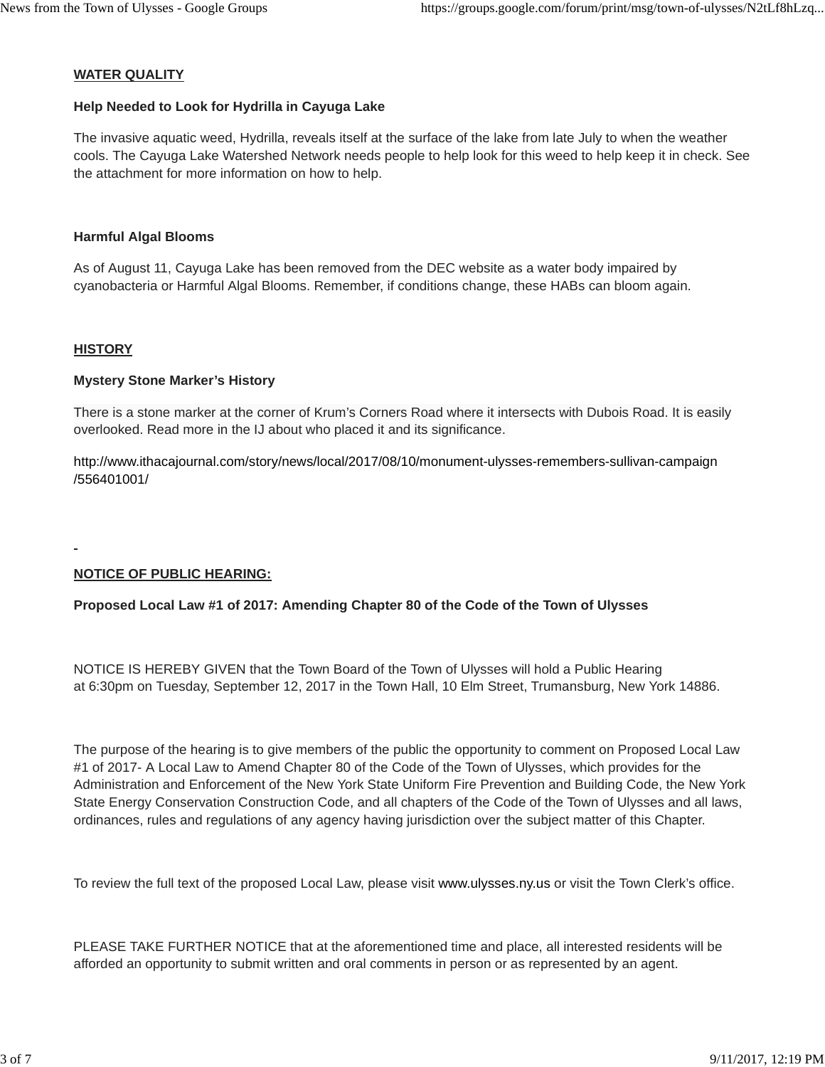**WATER QUALITY**

**Help Needed to Look for Hydrilla in Cayuga Lake**

The invasive aquatic weed, Hydrilla, reveals itself at the surface of the lake from late July to when the weather cools. The Cayuga Lake Watershed Network needs people to help look for this weed to help keep it in check. See the attachment for more information on how to help.

**Harmful Algal Blooms**

As of August 11, Cayuga Lake has been removed from the DEC website as a water body impaired by cyanobacteria or Harmful Algal Blooms. Remember, if conditions change, these HABs can bloom again.

**HISTORY**

**Mystery Stone Marker's History**

There is a stone marker at the corner of Krum's Corners Road where it intersects with Dubois Road. It is easily overlooked. Read more in the IJ about who placed it and its significance.

http://www.ithacajournal.com/story/news/local/2017/08/10/monument-ulysses-remembers-sullivan-campaign/556401001/

**NOTICE OF PUBLIC HEARING:**

**Proposed Local Law #1 of 2017: Amending Chapter 80 of the Code of the Town of Ulysses**

NOTICE IS HEREBY GIVEN that the Town Board of the Town of Ulysses will hold a Public Hearing at 6:30pm on Tuesday, September 12, 2017 in the Town Hall, 10 Elm Street, Trumansburg, New York 14886.

The purpose of the hearing is to give members of the public the opportunity to comment on Proposed Local Law #1 of 2017- A Local Law to Amend Chapter 80 of the Code of the Town of Ulysses, which provides for the Administration and Enforcement of the New York State Uniform Fire Prevention and Building Code, the New York State Energy Conservation Construction Code, and all chapters of the Code of the Town of Ulysses and all laws, ordinances, rules and regulations of any agency having jurisdiction over the subject matter of this Chapter.

To review the full text of the proposed Local Law, please visit www.ulysses.ny.us or visit the Town Clerk's office.

PLEASE TAKE FURTHER NOTICE that at the aforementioned time and place, all interested residents will be afforded an opportunity to submit written and oral comments in person or as represented by an agent.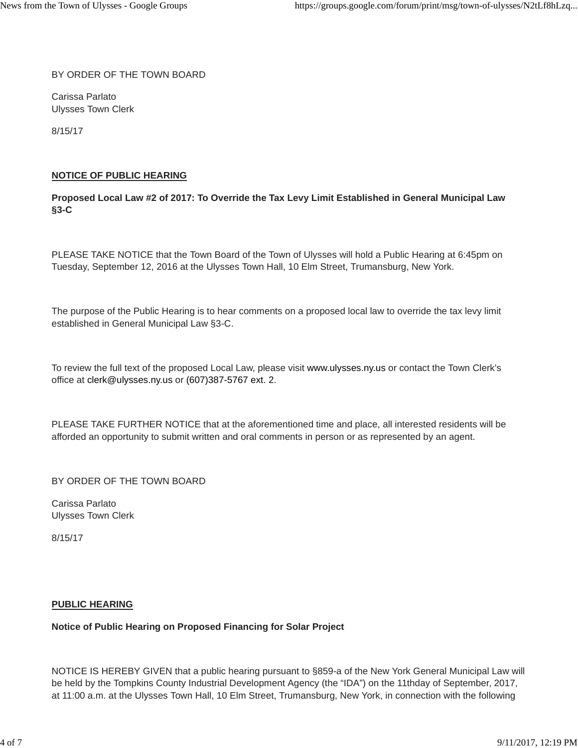BY ORDER OF THE TOWN BOARD

Carissa Parlato
Ulysses Town Clerk

8/15/17

**NOTICE OF PUBLIC HEARING**

**Proposed Local Law #2 of 2017: To Override the Tax Levy Limit Established in General Municipal Law §3-C**

PLEASE TAKE NOTICE that the Town Board of the Town of Ulysses will hold a Public Hearing at 6:45pm on Tuesday, September 12, 2016 at the Ulysses Town Hall, 10 Elm Street, Trumansburg, New York.

The purpose of the Public Hearing is to hear comments on a proposed local law to override the tax levy limit established in General Municipal Law §3-C.

To review the full text of the proposed Local Law, please visit www.ulysses.ny.us or contact the Town Clerk's office at clerk@ulysses.ny.us or (607)387-5767 ext. 2.

PLEASE TAKE FURTHER NOTICE that at the aforementioned time and place, all interested residents will be afforded an opportunity to submit written and oral comments in person or as represented by an agent.

BY ORDER OF THE TOWN BOARD

Carissa Parlato
Ulysses Town Clerk

8/15/17

**PUBLIC HEARING**

**Notice of Public Hearing on Proposed Financing for Solar Project**

NOTICE IS HEREBY GIVEN that a public hearing pursuant to §859-a of the New York General Municipal Law will be held by the Tompkins County Industrial Development Agency (the "IDA") on the 11thday of September, 2017, at 11:00 a.m. at the Ulysses Town Hall, 10 Elm Street, Trumansburg, New York, in connection with the following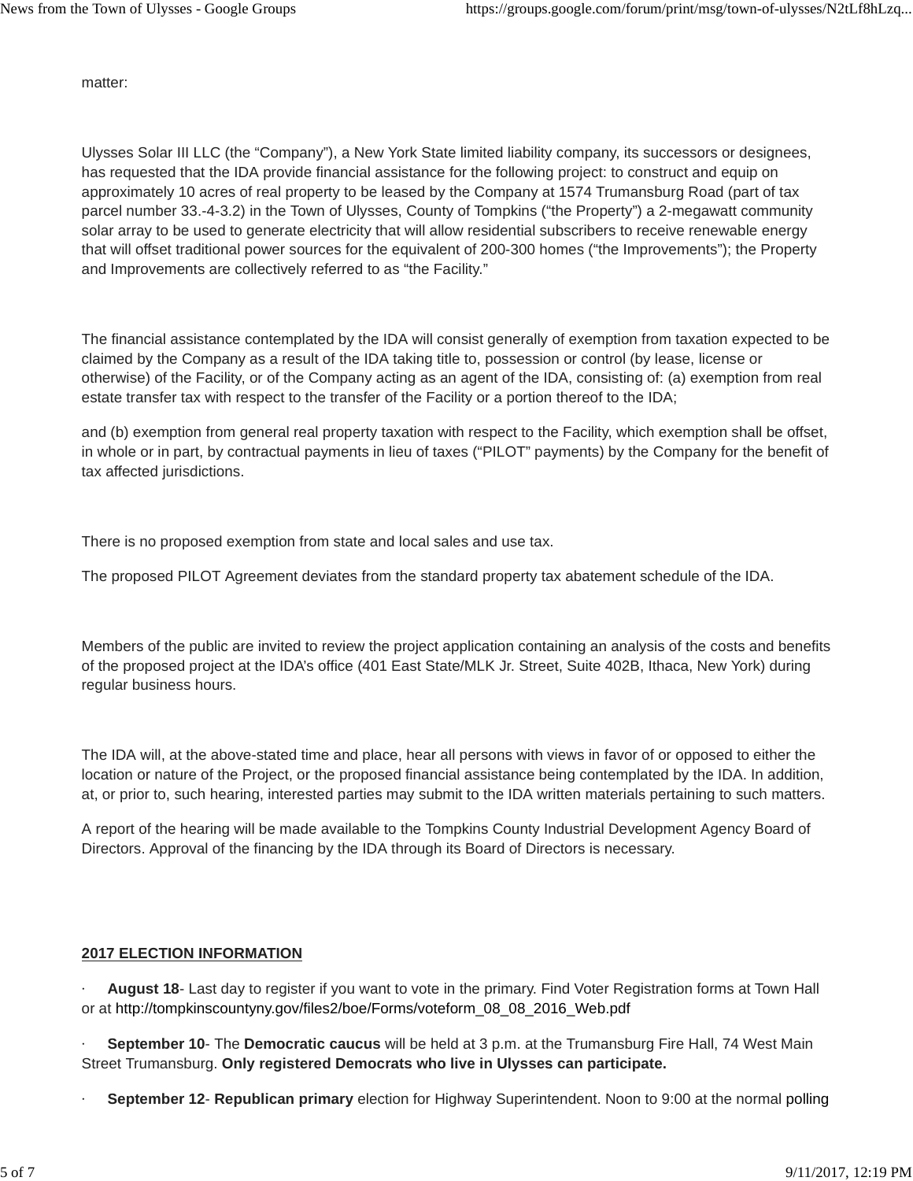matter:

Ulysses Solar III LLC (the “Company”), a New York State limited liability company, its successors or designees, has requested that the IDA provide financial assistance for the following project: to construct and equip on approximately 10 acres of real property to be leased by the Company at 1574 Trumansburg Road (part of tax parcel number 33.-4-3.2) in the Town of Ulysses, County of Tompkins (“the Property”) a 2-megawatt community solar array to be used to generate electricity that will allow residential subscribers to receive renewable energy that will offset traditional power sources for the equivalent of 200-300 homes (“the Improvements”); the Property and Improvements are collectively referred to as “the Facility.”

The financial assistance contemplated by the IDA will consist generally of exemption from taxation expected to be claimed by the Company as a result of the IDA taking title to, possession or control (by lease, license or otherwise) of the Facility, or of the Company acting as an agent of the IDA, consisting of: (a) exemption from real estate transfer tax with respect to the transfer of the Facility or a portion thereof to the IDA;

and (b) exemption from general real property taxation with respect to the Facility, which exemption shall be offset, in whole or in part, by contractual payments in lieu of taxes (“PILOT” payments) by the Company for the benefit of tax affected jurisdictions.

There is no proposed exemption from state and local sales and use tax.

The proposed PILOT Agreement deviates from the standard property tax abatement schedule of the IDA.

Members of the public are invited to review the project application containing an analysis of the costs and benefits of the proposed project at the IDA's office (401 East State/MLK Jr. Street, Suite 402B, Ithaca, New York) during regular business hours.

The IDA will, at the above-stated time and place, hear all persons with views in favor of or opposed to either the location or nature of the Project, or the proposed financial assistance being contemplated by the IDA. In addition, at, or prior to, such hearing, interested parties may submit to the IDA written materials pertaining to such matters.

A report of the hearing will be made available to the Tompkins County Industrial Development Agency Board of Directors. Approval of the financing by the IDA through its Board of Directors is necessary.

**2017 ELECTION INFORMATION**

- **August 18**- Last day to register if you want to vote in the primary. Find Voter Registration forms at Town Hall or at http://tompkinscountyny.gov/files2/boe/Forms/voteform_08_08_2016_Web.pdf
- **September 10**- The **Democratic caucus** will be held at 3 p.m. at the Trumansburg Fire Hall, 74 West Main Street Trumansburg. **Only registered Democrats who live in Ulysses can participate.**
- **September 12**- **Republican primary** election for Highway Superintendent. Noon to 9:00 at the normal polling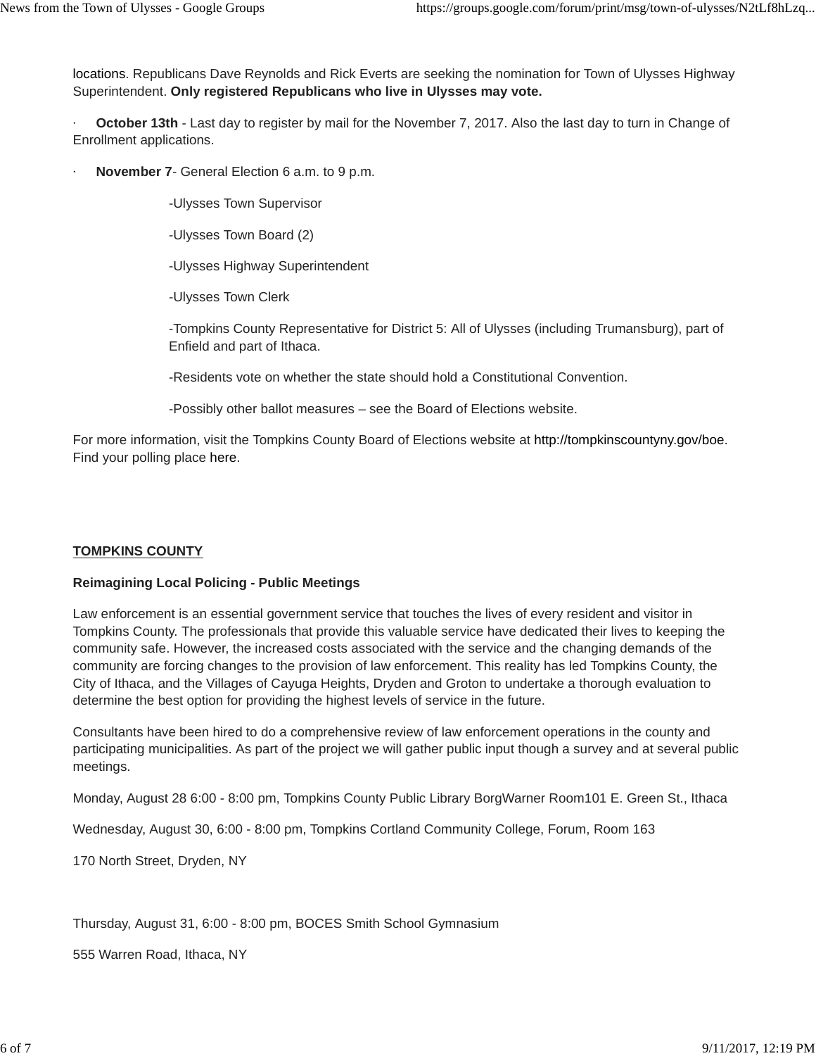locations. Republicans Dave Reynolds and Rick Everts are seeking the nomination for Town of Ulysses Highway Superintendent. **Only registered Republicans who live in Ulysses may vote.**

- **October 13th** - Last day to register by mail for the November 7, 2017. Also the last day to turn in Change of Enrollment applications.

- **November 7**- General Election 6 a.m. to 9 p.m.

  -Ulysses Town Supervisor

  -Ulysses Town Board (2)

  -Ulysses Highway Superintendent

  -Ulysses Town Clerk

  -Tompkins County Representative for District 5: All of Ulysses (including Trumansburg), part of Enfield and part of Ithaca.

  -Residents vote on whether the state should hold a Constitutional Convention.

  -Possibly other ballot measures – see the Board of Elections website.

For more information, visit the Tompkins County Board of Elections website at http://tompkinscountyny.gov/boe. Find your polling place here.

## TOMPKINS COUNTY

### Reimagining Local Policing - Public Meetings

Law enforcement is an essential government service that touches the lives of every resident and visitor in Tompkins County. The professionals that provide this valuable service have dedicated their lives to keeping the community safe. However, the increased costs associated with the service and the changing demands of the community are forcing changes to the provision of law enforcement. This reality has led Tompkins County, the City of Ithaca, and the Villages of Cayuga Heights, Dryden and Groton to undertake a thorough evaluation to determine the best option for providing the highest levels of service in the future.

Consultants have been hired to do a comprehensive review of law enforcement operations in the county and participating municipalities. As part of the project we will gather public input though a survey and at several public meetings.

Monday, August 28 6:00 - 8:00 pm, Tompkins County Public Library BorgWarner Room101 E. Green St., Ithaca

Wednesday, August 30, 6:00 - 8:00 pm, Tompkins Cortland Community College, Forum, Room 163

170 North Street, Dryden, NY

Thursday, August 31, 6:00 - 8:00 pm, BOCES Smith School Gymnasium

555 Warren Road, Ithaca, NY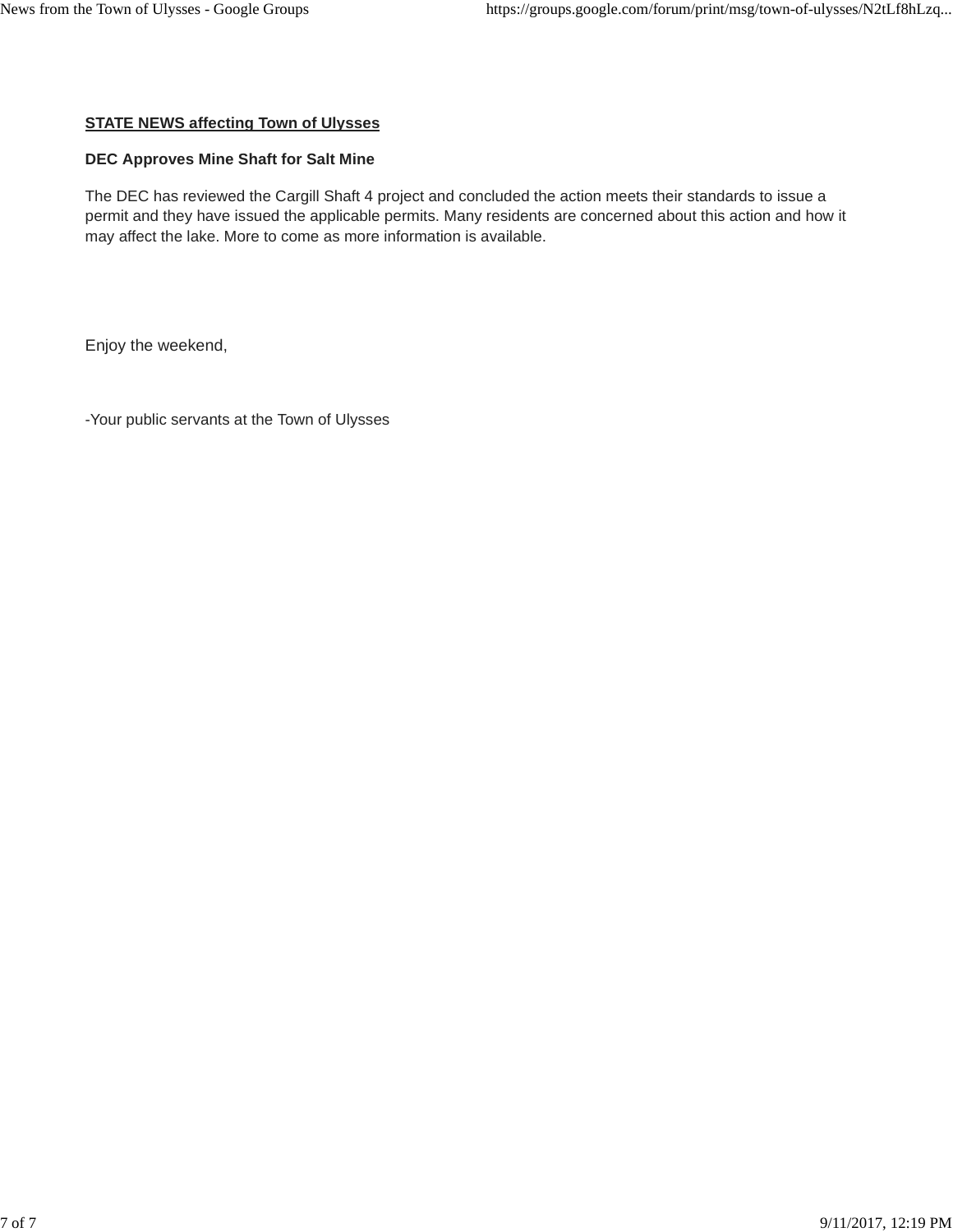**STATE NEWS affecting Town of Ulysses**

**DEC Approves Mine Shaft for Salt Mine**

The DEC has reviewed the Cargill Shaft 4 project and concluded the action meets their standards to issue a permit and they have issued the applicable permits. Many residents are concerned about this action and how it may affect the lake. More to come as more information is available.

Enjoy the weekend,

-Your public servants at the Town of Ulysses